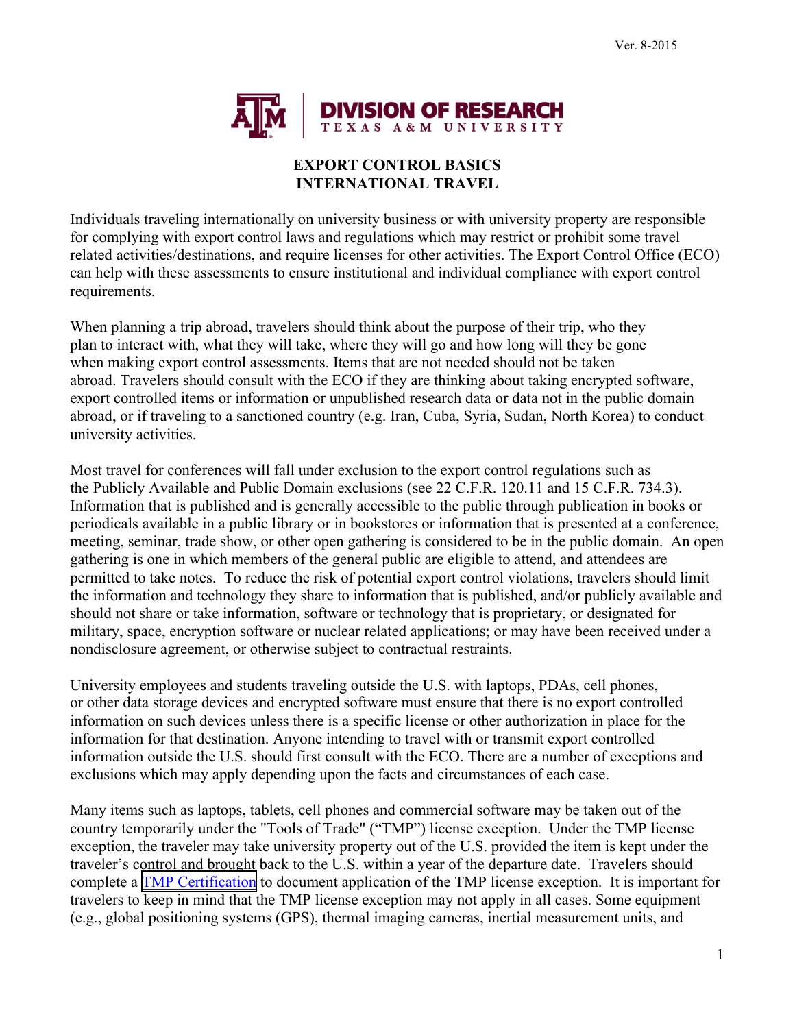Ver. 8-2015

DIVISION OF RESEARCH
TEXAS A&M UNIVERSITY

# EXPORT CONTROL BASICS
# INTERNATIONAL TRAVEL

Individuals traveling internationally on university business or with university property are responsible for complying with export control laws and regulations which may restrict or prohibit some travel related activities/destinations, and require licenses for other activities. The Export Control Office (ECO) can help with these assessments to ensure institutional and individual compliance with export control requirements.

When planning a trip abroad, travelers should think about the purpose of their trip, who they plan to interact with, what they will take, where they will go and how long will they be gone when making export control assessments. Items that are not needed should not be taken abroad. Travelers should consult with the ECO if they are thinking about taking encrypted software, export controlled items or information or unpublished research data or data not in the public domain abroad, or if traveling to a sanctioned country (e.g. Iran, Cuba, Syria, Sudan, North Korea) to conduct university activities.

Most travel for conferences will fall under exclusion to the export control regulations such as the Publicly Available and Public Domain exclusions (see 22 C.F.R. 120.11 and 15 C.F.R. 734.3). Information that is published and is generally accessible to the public through publication in books or periodicals available in a public library or in bookstores or information that is presented at a conference, meeting, seminar, trade show, or other open gathering is considered to be in the public domain. An open gathering is one in which members of the general public are eligible to attend, and attendees are permitted to take notes. To reduce the risk of potential export control violations, travelers should limit the information and technology they share to information that is published, and/or publicly available and should not share or take information, software or technology that is proprietary, or designated for military, space, encryption software or nuclear related applications; or may have been received under a nondisclosure agreement, or otherwise subject to contractual restraints.

University employees and students traveling outside the U.S. with laptops, PDAs, cell phones, or other data storage devices and encrypted software must ensure that there is no export controlled information on such devices unless there is a specific license or other authorization in place for the information for that destination. Anyone intending to travel with or transmit export controlled information outside the U.S. should first consult with the ECO. There are a number of exceptions and exclusions which may apply depending upon the facts and circumstances of each case.

Many items such as laptops, tablets, cell phones and commercial software may be taken out of the country temporarily under the "Tools of Trade" ("TMP") license exception. Under the TMP license exception, the traveler may take university property out of the U.S. provided the item is kept under the traveler's control and brought back to the U.S. within a year of the departure date. Travelers should complete a TMP Certification to document application of the TMP license exception. It is important for travelers to keep in mind that the TMP license exception may not apply in all cases. Some equipment (e.g., global positioning systems (GPS), thermal imaging cameras, inertial measurement units, and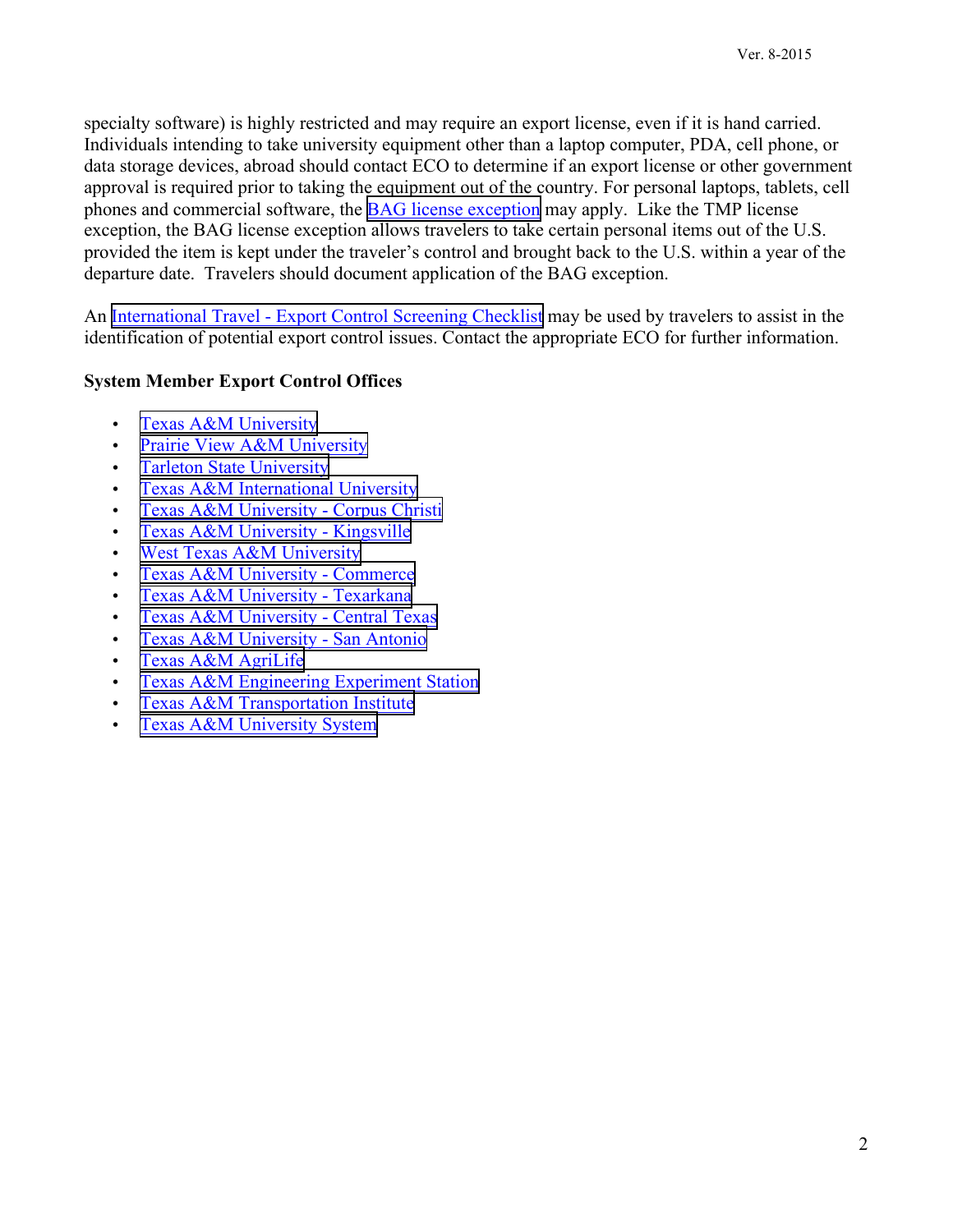specialty software) is highly restricted and may require an export license, even if it is hand carried. Individuals intending to take university equipment other than a laptop computer, PDA, cell phone, or data storage devices, abroad should contact ECO to determine if an export license or other government approval is required prior to taking the equipment out of the country. For personal laptops, tablets, cell phones and commercial software, the BAG license exception may apply. Like the TMP license exception, the BAG license exception allows travelers to take certain personal items out of the U.S. provided the item is kept under the traveler's control and brought back to the U.S. within a year of the departure date. Travelers should document application of the BAG exception.

An International Travel - Export Control Screening Checklist may be used by travelers to assist in the identification of potential export control issues. Contact the appropriate ECO for further information.

**System Member Export Control Offices**

- Texas A&M University
- Prairie View A&M University
- Tarleton State University
- Texas A&M International University
- Texas A&M University - Corpus Christi
- Texas A&M University - Kingsville
- West Texas A&M University
- Texas A&M University - Commerce
- Texas A&M University - Texarkana
- Texas A&M University - Central Texas
- Texas A&M University - San Antonio
- Texas A&M AgriLife
- Texas A&M Engineering Experiment Station
- Texas A&M Transportation Institute
- Texas A&M University System